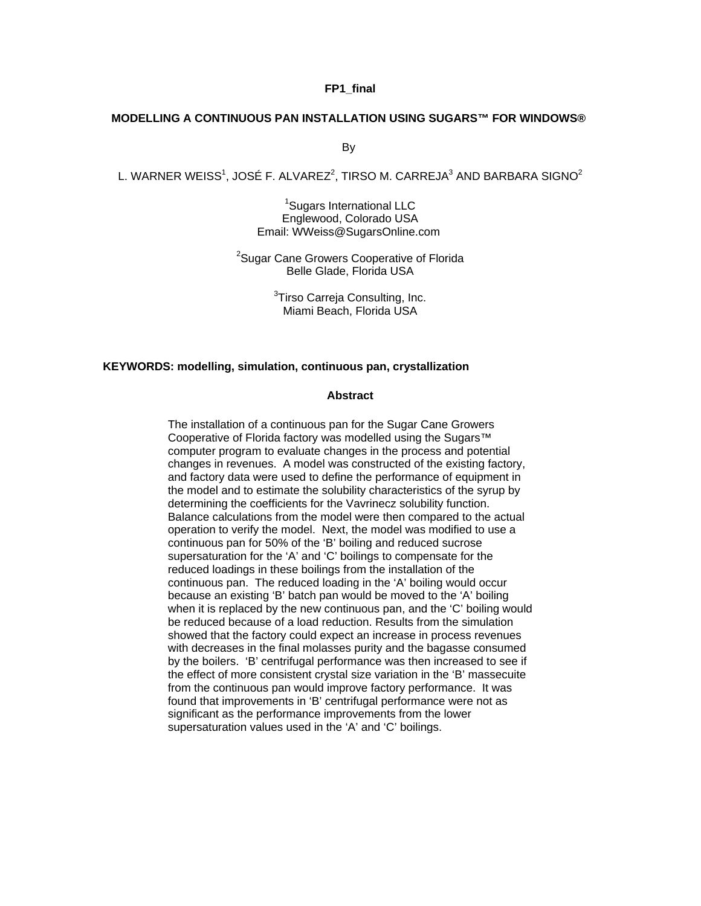**FP1_final**

# MODELLING A CONTINUOUS PAN INSTALLATION USING SUGARS™ FOR WINDOWS®

By

L. WARNER WEISS[1], JOSÉ F. ALVAREZ[2], TIRSO M. CARREJA[3] AND BARBARA SIGNO[2]

[1]Sugars International LLC
Englewood, Colorado USA
Email: WWeiss@SugarsOnline.com

[2]Sugar Cane Growers Cooperative of Florida
Belle Glade, Florida USA

[3]Tirso Carreja Consulting, Inc.
Miami Beach, Florida USA

**KEYWORDS: modelling, simulation, continuous pan, crystallization**

## Abstract

The installation of a continuous pan for the Sugar Cane Growers Cooperative of Florida factory was modelled using the Sugars™ computer program to evaluate changes in the process and potential changes in revenues. A model was constructed of the existing factory, and factory data were used to define the performance of equipment in the model and to estimate the solubility characteristics of the syrup by determining the coefficients for the Vavrinecz solubility function. Balance calculations from the model were then compared to the actual operation to verify the model. Next, the model was modified to use a continuous pan for 50% of the 'B' boiling and reduced sucrose supersaturation for the 'A' and 'C' boilings to compensate for the reduced loadings in these boilings from the installation of the continuous pan. The reduced loading in the 'A' boiling would occur because an existing 'B' batch pan would be moved to the 'A' boiling when it is replaced by the new continuous pan, and the 'C' boiling would be reduced because of a load reduction. Results from the simulation showed that the factory could expect an increase in process revenues with decreases in the final molasses purity and the bagasse consumed by the boilers. 'B' centrifugal performance was then increased to see if the effect of more consistent crystal size variation in the 'B' massecuite from the continuous pan would improve factory performance. It was found that improvements in 'B' centrifugal performance were not as significant as the performance improvements from the lower supersaturation values used in the 'A' and 'C' boilings.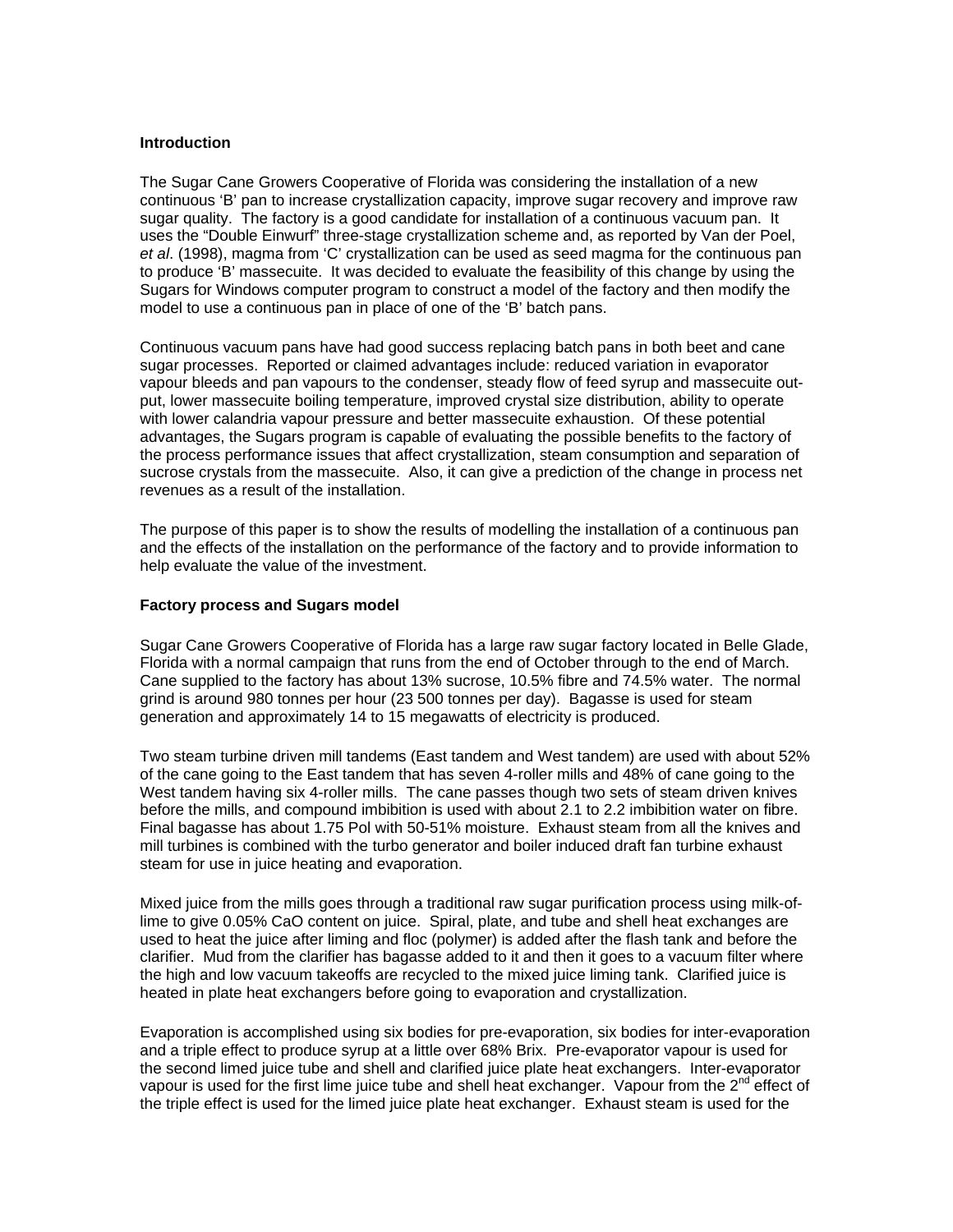**Introduction**

The Sugar Cane Growers Cooperative of Florida was considering the installation of a new continuous 'B' pan to increase crystallization capacity, improve sugar recovery and improve raw sugar quality. The factory is a good candidate for installation of a continuous vacuum pan. It uses the "Double Einwurf" three-stage crystallization scheme and, as reported by Van der Poel, *et al*. (1998), magma from 'C' crystallization can be used as seed magma for the continuous pan to produce 'B' massecuite. It was decided to evaluate the feasibility of this change by using the Sugars for Windows computer program to construct a model of the factory and then modify the model to use a continuous pan in place of one of the 'B' batch pans.

Continuous vacuum pans have had good success replacing batch pans in both beet and cane sugar processes. Reported or claimed advantages include: reduced variation in evaporator vapour bleeds and pan vapours to the condenser, steady flow of feed syrup and massecuite out-put, lower massecuite boiling temperature, improved crystal size distribution, ability to operate with lower calandria vapour pressure and better massecuite exhaustion. Of these potential advantages, the Sugars program is capable of evaluating the possible benefits to the factory of the process performance issues that affect crystallization, steam consumption and separation of sucrose crystals from the massecuite. Also, it can give a prediction of the change in process net revenues as a result of the installation.

The purpose of this paper is to show the results of modelling the installation of a continuous pan and the effects of the installation on the performance of the factory and to provide information to help evaluate the value of the investment.

**Factory process and Sugars model**

Sugar Cane Growers Cooperative of Florida has a large raw sugar factory located in Belle Glade, Florida with a normal campaign that runs from the end of October through to the end of March. Cane supplied to the factory has about 13% sucrose, 10.5% fibre and 74.5% water. The normal grind is around 980 tonnes per hour (23 500 tonnes per day). Bagasse is used for steam generation and approximately 14 to 15 megawatts of electricity is produced.

Two steam turbine driven mill tandems (East tandem and West tandem) are used with about 52% of the cane going to the East tandem that has seven 4-roller mills and 48% of cane going to the West tandem having six 4-roller mills. The cane passes though two sets of steam driven knives before the mills, and compound imbibition is used with about 2.1 to 2.2 imbibition water on fibre. Final bagasse has about 1.75 Pol with 50-51% moisture. Exhaust steam from all the knives and mill turbines is combined with the turbo generator and boiler induced draft fan turbine exhaust steam for use in juice heating and evaporation.

Mixed juice from the mills goes through a traditional raw sugar purification process using milk-of-lime to give 0.05% CaO content on juice. Spiral, plate, and tube and shell heat exchanges are used to heat the juice after liming and floc (polymer) is added after the flash tank and before the clarifier. Mud from the clarifier has bagasse added to it and then it goes to a vacuum filter where the high and low vacuum takeoffs are recycled to the mixed juice liming tank. Clarified juice is heated in plate heat exchangers before going to evaporation and crystallization.

Evaporation is accomplished using six bodies for pre-evaporation, six bodies for inter-evaporation and a triple effect to produce syrup at a little over 68% Brix. Pre-evaporator vapour is used for the second limed juice tube and shell and clarified juice plate heat exchangers. Inter-evaporator vapour is used for the first lime juice tube and shell heat exchanger. Vapour from the 2nd effect of the triple effect is used for the limed juice plate heat exchanger. Exhaust steam is used for the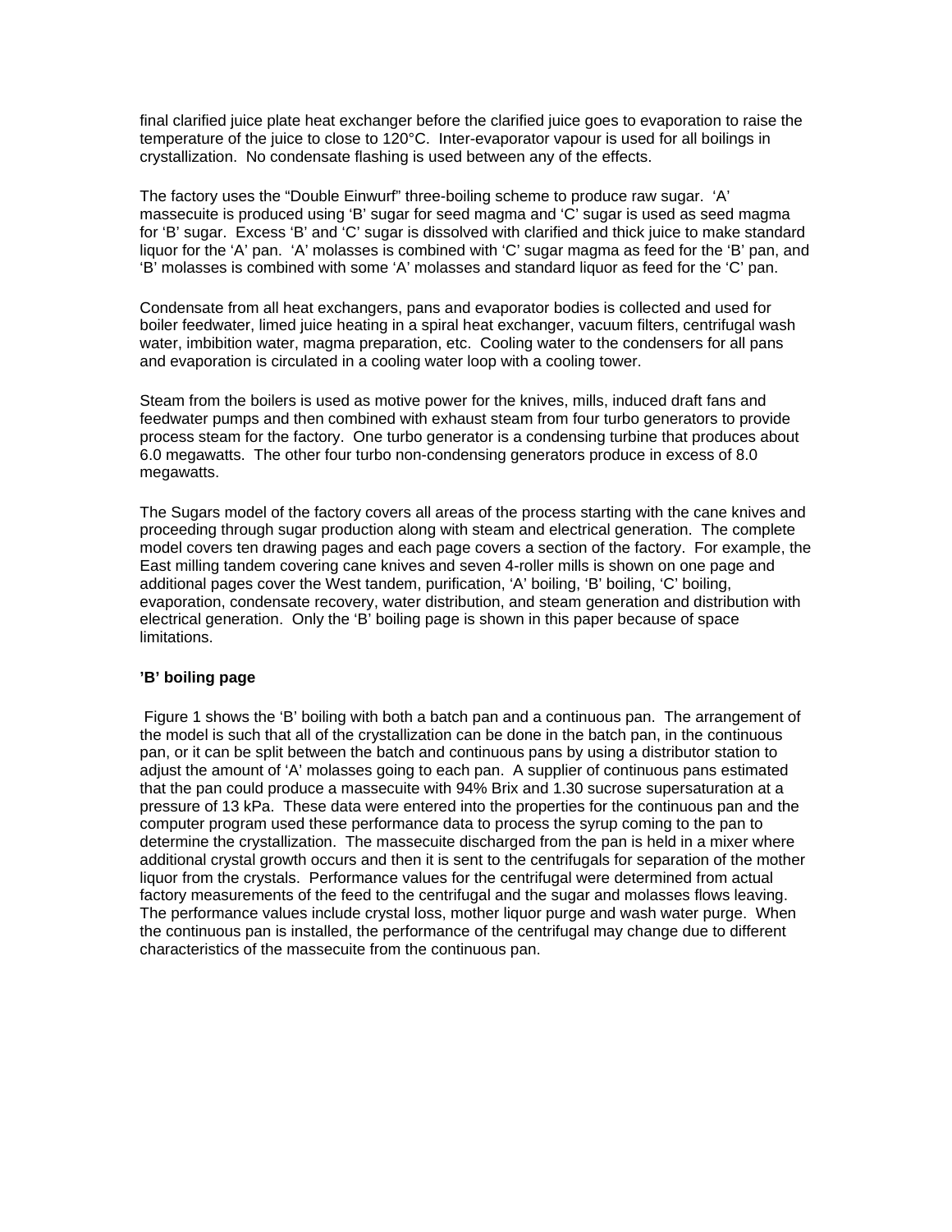final clarified juice plate heat exchanger before the clarified juice goes to evaporation to raise the temperature of the juice to close to 120°C. Inter-evaporator vapour is used for all boilings in crystallization. No condensate flashing is used between any of the effects.

The factory uses the “Double Einwurf” three-boiling scheme to produce raw sugar. ‘A’ massecuite is produced using ‘B’ sugar for seed magma and ‘C’ sugar is used as seed magma for ‘B’ sugar. Excess ‘B’ and ‘C’ sugar is dissolved with clarified and thick juice to make standard liquor for the ‘A’ pan. ‘A’ molasses is combined with ‘C’ sugar magma as feed for the ‘B’ pan, and ‘B’ molasses is combined with some ‘A’ molasses and standard liquor as feed for the ‘C’ pan.

Condensate from all heat exchangers, pans and evaporator bodies is collected and used for boiler feedwater, limed juice heating in a spiral heat exchanger, vacuum filters, centrifugal wash water, imbibition water, magma preparation, etc. Cooling water to the condensers for all pans and evaporation is circulated in a cooling water loop with a cooling tower.

Steam from the boilers is used as motive power for the knives, mills, induced draft fans and feedwater pumps and then combined with exhaust steam from four turbo generators to provide process steam for the factory. One turbo generator is a condensing turbine that produces about 6.0 megawatts. The other four turbo non-condensing generators produce in excess of 8.0 megawatts.

The Sugars model of the factory covers all areas of the process starting with the cane knives and proceeding through sugar production along with steam and electrical generation. The complete model covers ten drawing pages and each page covers a section of the factory. For example, the East milling tandem covering cane knives and seven 4-roller mills is shown on one page and additional pages cover the West tandem, purification, ‘A’ boiling, ‘B’ boiling, ‘C’ boiling, evaporation, condensate recovery, water distribution, and steam generation and distribution with electrical generation. Only the ‘B’ boiling page is shown in this paper because of space limitations.

### ’B’ boiling page

Figure 1 shows the ‘B’ boiling with both a batch pan and a continuous pan. The arrangement of the model is such that all of the crystallization can be done in the batch pan, in the continuous pan, or it can be split between the batch and continuous pans by using a distributor station to adjust the amount of ‘A’ molasses going to each pan. A supplier of continuous pans estimated that the pan could produce a massecuite with 94% Brix and 1.30 sucrose supersaturation at a pressure of 13 kPa. These data were entered into the properties for the continuous pan and the computer program used these performance data to process the syrup coming to the pan to determine the crystallization. The massecuite discharged from the pan is held in a mixer where additional crystal growth occurs and then it is sent to the centrifugals for separation of the mother liquor from the crystals. Performance values for the centrifugal were determined from actual factory measurements of the feed to the centrifugal and the sugar and molasses flows leaving. The performance values include crystal loss, mother liquor purge and wash water purge. When the continuous pan is installed, the performance of the centrifugal may change due to different characteristics of the massecuite from the continuous pan.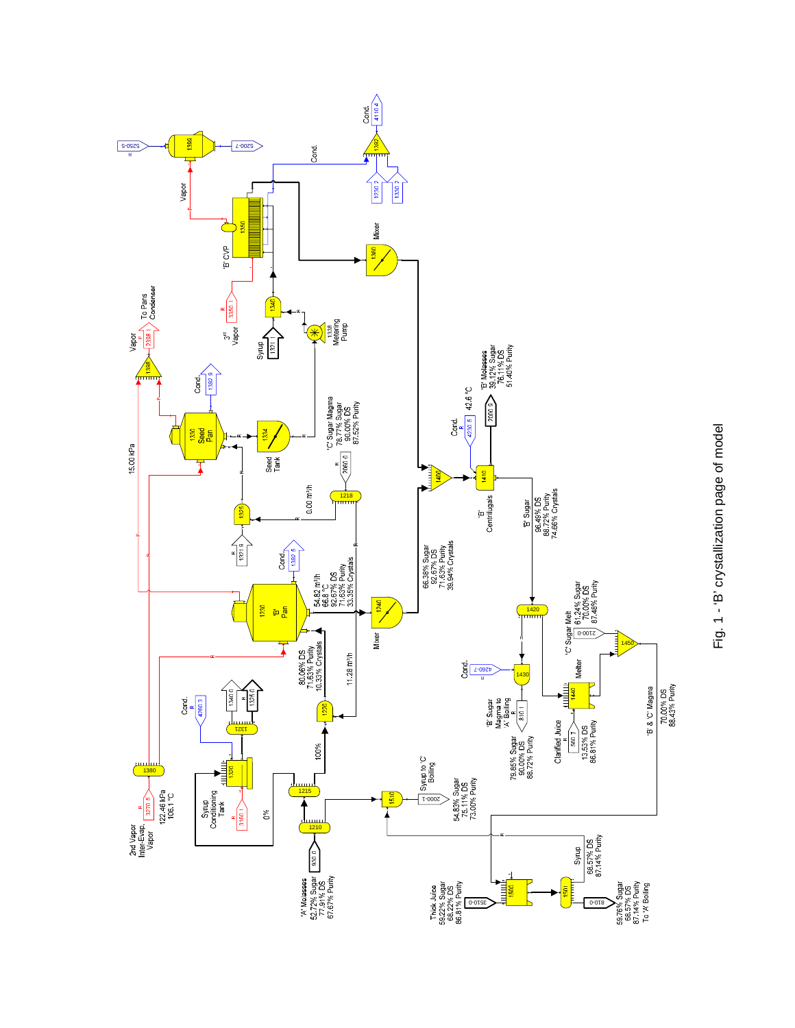Fig. 1 - 'B' crystallization page of model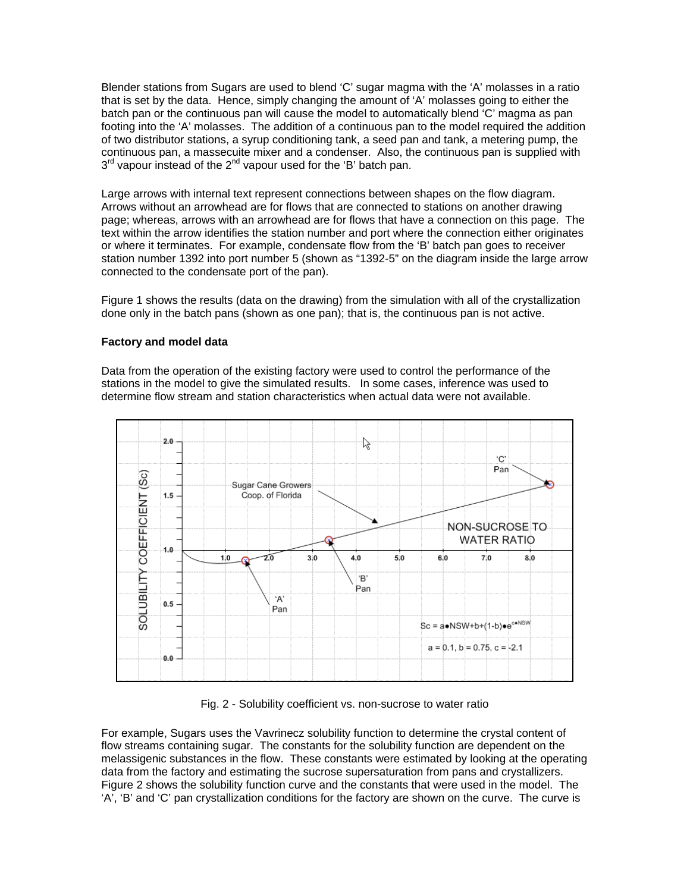Blender stations from Sugars are used to blend ‘C’ sugar magma with the ‘A’ molasses in a ratio that is set by the data. Hence, simply changing the amount of ‘A’ molasses going to either the batch pan or the continuous pan will cause the model to automatically blend ‘C’ magma as pan footing into the ‘A’ molasses. The addition of a continuous pan to the model required the addition of two distributor stations, a syrup conditioning tank, a seed pan and tank, a metering pump, the continuous pan, a massecuite mixer and a condenser. Also, the continuous pan is supplied with 3rd vapour instead of the 2nd vapour used for the ‘B’ batch pan.

Large arrows with internal text represent connections between shapes on the flow diagram. Arrows without an arrowhead are for flows that are connected to stations on another drawing page; whereas, arrows with an arrowhead are for flows that have a connection on this page. The text within the arrow identifies the station number and port where the connection either originates or where it terminates. For example, condensate flow from the ‘B’ batch pan goes to receiver station number 1392 into port number 5 (shown as “1392-5” on the diagram inside the large arrow connected to the condensate port of the pan).

Figure 1 shows the results (data on the drawing) from the simulation with all of the crystallization done only in the batch pans (shown as one pan); that is, the continuous pan is not active.

**Factory and model data**

Data from the operation of the existing factory were used to control the performance of the stations in the model to give the simulated results. In some cases, inference was used to determine flow stream and station characteristics when actual data were not available.

Fig. 2 - Solubility coefficient vs. non-sucrose to water ratio

For example, Sugars uses the Vavrinecz solubility function to determine the crystal content of flow streams containing sugar. The constants for the solubility function are dependent on the melassigenic substances in the flow. These constants were estimated by looking at the operating data from the factory and estimating the sucrose supersaturation from pans and crystallizers. Figure 2 shows the solubility function curve and the constants that were used in the model. The ‘A’, ‘B’ and ‘C’ pan crystallization conditions for the factory are shown on the curve. The curve is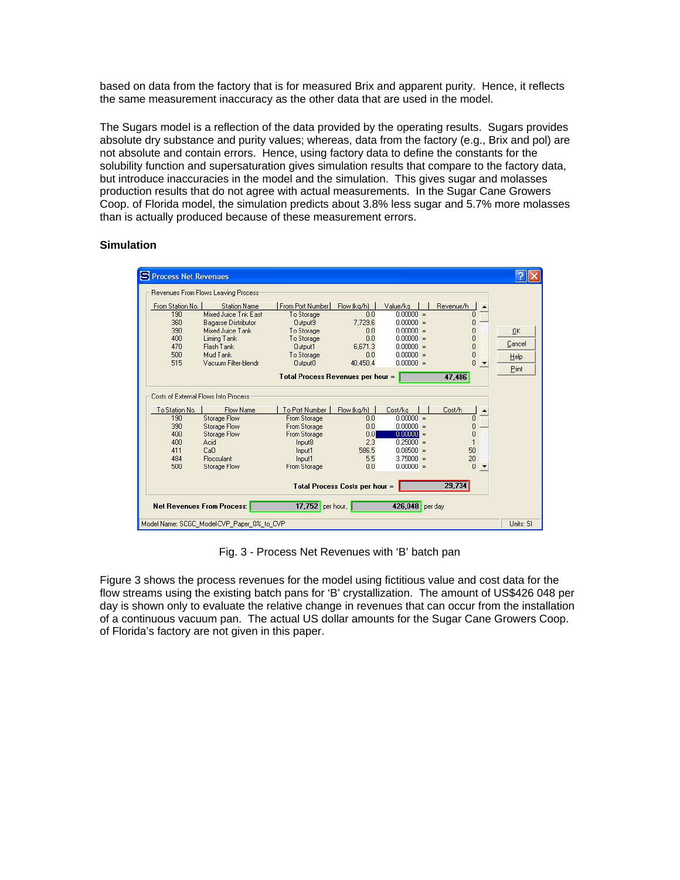based on data from the factory that is for measured Brix and apparent purity. Hence, it reflects the same measurement inaccuracy as the other data that are used in the model.

The Sugars model is a reflection of the data provided by the operating results. Sugars provides absolute dry substance and purity values; whereas, data from the factory (e.g., Brix and pol) are not absolute and contain errors. Hence, using factory data to define the constants for the solubility function and supersaturation gives simulation results that compare to the factory data, but introduce inaccuracies in the model and the simulation. This gives sugar and molasses production results that do not agree with actual measurements. In the Sugar Cane Growers Coop. of Florida model, the simulation predicts about 3.8% less sugar and 5.7% more molasses than is actually produced because of these measurement errors.

**Simulation**

**Process Net Revenues**

Revenues From Flows Leaving Process

| From Station No. | Station Name | From Port Number | Flow (kg/h) | Value/kg | Revenue/h |
|---|---|---|---|---|---|
| 190 | Mixed Juice Trk East | To Storage | 0.0 | 0.00000 = | 0 |
| 360 | Bagasse Distributor | Output9 | 7,729.6 | 0.00000 = | 0 |
| 390 | Mixed Juice Tank | To Storage | 0.0 | 0.00000 = | 0 |
| 400 | Liming Tank | To Storage | 0.0 | 0.00000 = | 0 |
| 470 | Flash Tank | Output1 | 6,671.3 | 0.00000 = | 0 |
| 500 | Mud Tank | To Storage | 0.0 | 0.00000 = | 0 |
| 515 | Vacuum Filter-blendr | Output0 | 40,450.4 | 0.00000 = | 0 |

Total Process Revenues per hour = 47,486

Costs of External Flows Into Process

| To Station No. | Flow Name | To Port Number | Flow (kg/h) | Cost/kg | Cost/h |
|---|---|---|---|---|---|
| 190 | Storage Flow | From Storage | 0.0 | 0.00000 = | 0 |
| 390 | Storage Flow | From Storage | 0.0 | 0.00000 = | 0 |
| 400 | Storage Flow | From Storage | 0.0 | 0.00000 = | 0 |
| 400 | Acid | Input8 | 2.3 | 0.25000 = | 1 |
| 411 | CaO | Input1 | 586.5 | 0.08500 = | 50 |
| 484 | Flocculant | Input1 | 5.5 | 3.75000 = | 20 |
| 500 | Storage Flow | From Storage | 0.0 | 0.00000 = | 0 |

Total Process Costs per hour = 29,734

Net Revenues From Process: 17,752 per hour, 426,048 per day

Model Name: SCGC_Model-CVP_Paper_0%_to_CVP — Units: SI

Fig. 3 - Process Net Revenues with 'B' batch pan

Figure 3 shows the process revenues for the model using fictitious value and cost data for the flow streams using the existing batch pans for 'B' crystallization. The amount of US$426 048 per day is shown only to evaluate the relative change in revenues that can occur from the installation of a continuous vacuum pan. The actual US dollar amounts for the Sugar Cane Growers Coop. of Florida's factory are not given in this paper.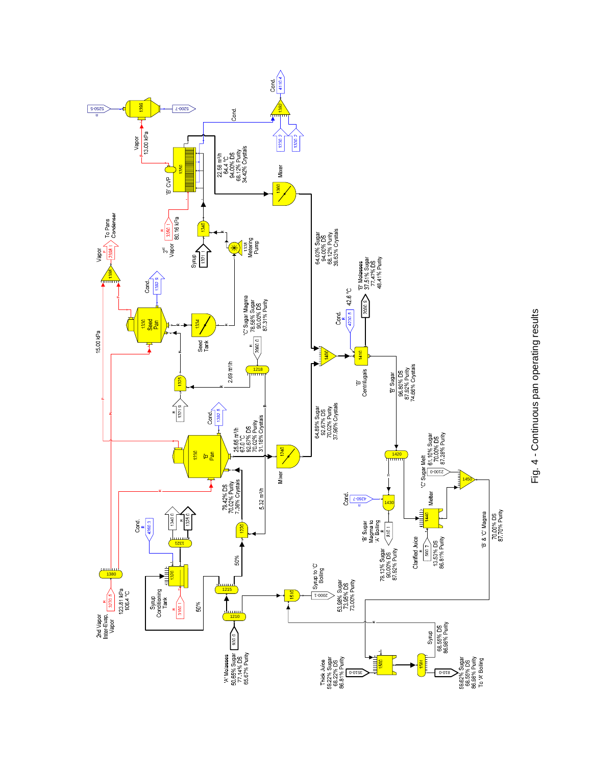Fig. 4 - Continuous pan operating results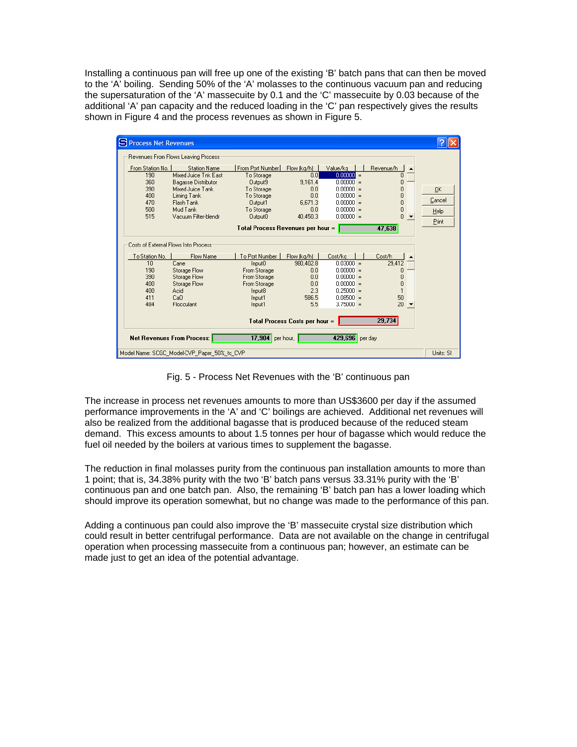Installing a continuous pan will free up one of the existing ‘B’ batch pans that can then be moved to the ‘A’ boiling. Sending 50% of the ‘A’ molasses to the continuous vacuum pan and reducing the supersaturation of the ‘A’ massecuite by 0.1 and the ‘C’ massecuite by 0.03 because of the additional ‘A’ pan capacity and the reduced loading in the ‘C’ pan respectively gives the results shown in Figure 4 and the process revenues as shown in Figure 5.

**Process Net Revenues**

Revenues From Flows Leaving Process

| From Station No. | Station Name | From Port Number | Flow (kg/h) | Value/kg | | Revenue/h |
|---|---|---|---|---|---|---|
| 190 | Mixed Juice Tnk East | To Storage | 0.0 | 0.00000 | = | 0 |
| 360 | Bagasse Distributor | Output9 | 9,161.4 | 0.00000 | = | 0 |
| 390 | Mixed Juice Tank | To Storage | 0.0 | 0.00000 | = | 0 |
| 400 | Liming Tank | To Storage | 0.0 | 0.00000 | = | 0 |
| 470 | Flash Tank | Output1 | 6,671.3 | 0.00000 | = | 0 |
| 500 | Mud Tank | To Storage | 0.0 | 0.00000 | = | 0 |
| 515 | Vacuum Filter-blendr | Output0 | 40,450.3 | 0.00000 | = | 0 |

Total Process Revenues per hour = 47,638

Costs of External Flows Into Process

| To Station No. | Flow Name | To Port Number | Flow (kg/h) | Cost/kg | | Cost/h |
|---|---|---|---|---|---|---|
| 10 | Cane | Input0 | 980,402.8 | 0.03000 | = | 29,412 |
| 190 | Storage Flow | From Storage | 0.0 | 0.00000 | = | 0 |
| 390 | Storage Flow | From Storage | 0.0 | 0.00000 | = | 0 |
| 400 | Storage Flow | From Storage | 0.0 | 0.00000 | = | 0 |
| 400 | Acid | Input8 | 2.3 | 0.25000 | = | 1 |
| 411 | CaO | Input1 | 586.5 | 0.08500 | = | 50 |
| 484 | Flocculant | Input1 | 5.5 | 3.75000 | = | 20 |

Total Process Costs per hour = 29,734

Net Revenues From Process: 17,904 per hour, 429,696 per day

Model Name: SCGC_Model-CVP_Paper_50%_to_CVP — Units: SI

Fig. 5 - Process Net Revenues with the ‘B’ continuous pan

The increase in process net revenues amounts to more than US$3600 per day if the assumed performance improvements in the ‘A’ and ‘C’ boilings are achieved. Additional net revenues will also be realized from the additional bagasse that is produced because of the reduced steam demand. This excess amounts to about 1.5 tonnes per hour of bagasse which would reduce the fuel oil needed by the boilers at various times to supplement the bagasse.

The reduction in final molasses purity from the continuous pan installation amounts to more than 1 point; that is, 34.38% purity with the two ‘B’ batch pans versus 33.31% purity with the ‘B’ continuous pan and one batch pan. Also, the remaining ‘B’ batch pan has a lower loading which should improve its operation somewhat, but no change was made to the performance of this pan.

Adding a continuous pan could also improve the ‘B’ massecuite crystal size distribution which could result in better centrifugal performance. Data are not available on the change in centrifugal operation when processing massecuite from a continuous pan; however, an estimate can be made just to get an idea of the potential advantage.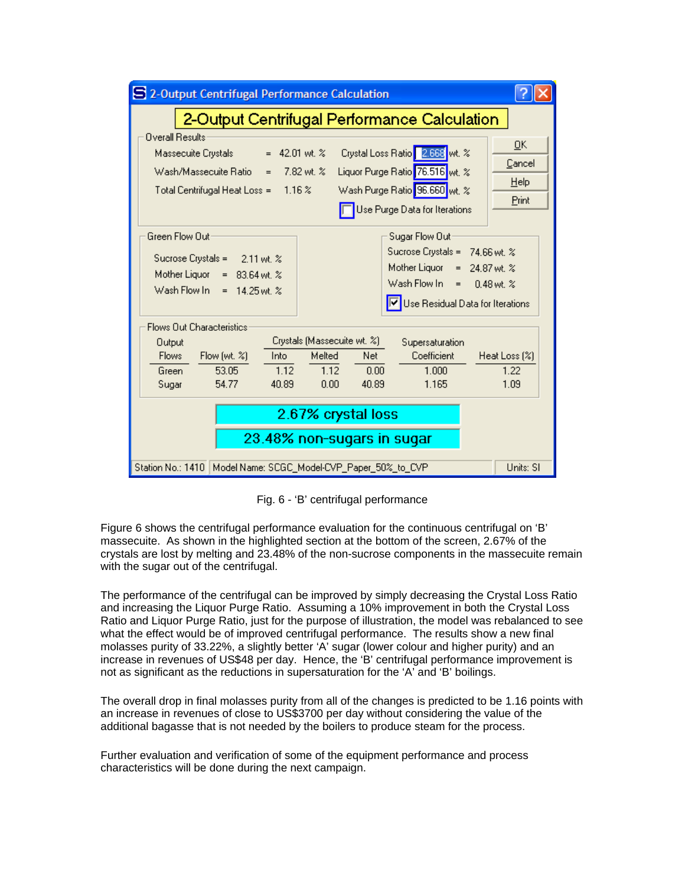Fig. 6 - 'B' centrifugal performance

Figure 6 shows the centrifugal performance evaluation for the continuous centrifugal on 'B' massecuite. As shown in the highlighted section at the bottom of the screen, 2.67% of the crystals are lost by melting and 23.48% of the non-sucrose components in the massecuite remain with the sugar out of the centrifugal.

The performance of the centrifugal can be improved by simply decreasing the Crystal Loss Ratio and increasing the Liquor Purge Ratio. Assuming a 10% improvement in both the Crystal Loss Ratio and Liquor Purge Ratio, just for the purpose of illustration, the model was rebalanced to see what the effect would be of improved centrifugal performance. The results show a new final molasses purity of 33.22%, a slightly better 'A' sugar (lower colour and higher purity) and an increase in revenues of US$48 per day. Hence, the 'B' centrifugal performance improvement is not as significant as the reductions in supersaturation for the 'A' and 'B' boilings.

The overall drop in final molasses purity from all of the changes is predicted to be 1.16 points with an increase in revenues of close to US$3700 per day without considering the value of the additional bagasse that is not needed by the boilers to produce steam for the process.

Further evaluation and verification of some of the equipment performance and process characteristics will be done during the next campaign.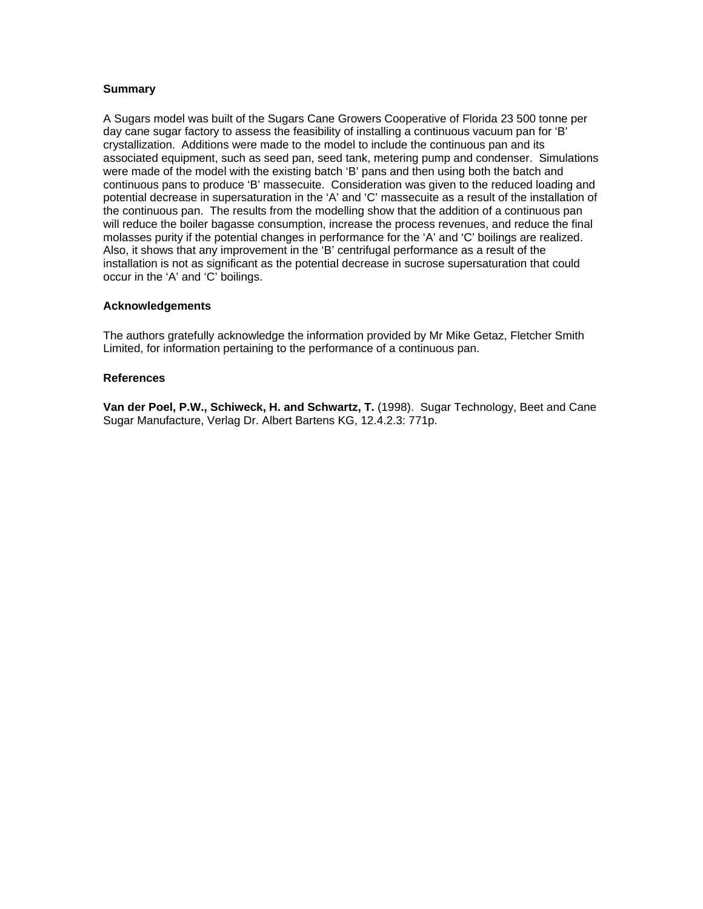**Summary**

A Sugars model was built of the Sugars Cane Growers Cooperative of Florida 23 500 tonne per day cane sugar factory to assess the feasibility of installing a continuous vacuum pan for 'B' crystallization. Additions were made to the model to include the continuous pan and its associated equipment, such as seed pan, seed tank, metering pump and condenser. Simulations were made of the model with the existing batch 'B' pans and then using both the batch and continuous pans to produce 'B' massecuite. Consideration was given to the reduced loading and potential decrease in supersaturation in the 'A' and 'C' massecuite as a result of the installation of the continuous pan. The results from the modelling show that the addition of a continuous pan will reduce the boiler bagasse consumption, increase the process revenues, and reduce the final molasses purity if the potential changes in performance for the 'A' and 'C' boilings are realized. Also, it shows that any improvement in the 'B' centrifugal performance as a result of the installation is not as significant as the potential decrease in sucrose supersaturation that could occur in the 'A' and 'C' boilings.

**Acknowledgements**

The authors gratefully acknowledge the information provided by Mr Mike Getaz, Fletcher Smith Limited, for information pertaining to the performance of a continuous pan.

**References**

**Van der Poel, P.W., Schiweck, H. and Schwartz, T.** (1998). Sugar Technology, Beet and Cane Sugar Manufacture, Verlag Dr. Albert Bartens KG, 12.4.2.3: 771p.